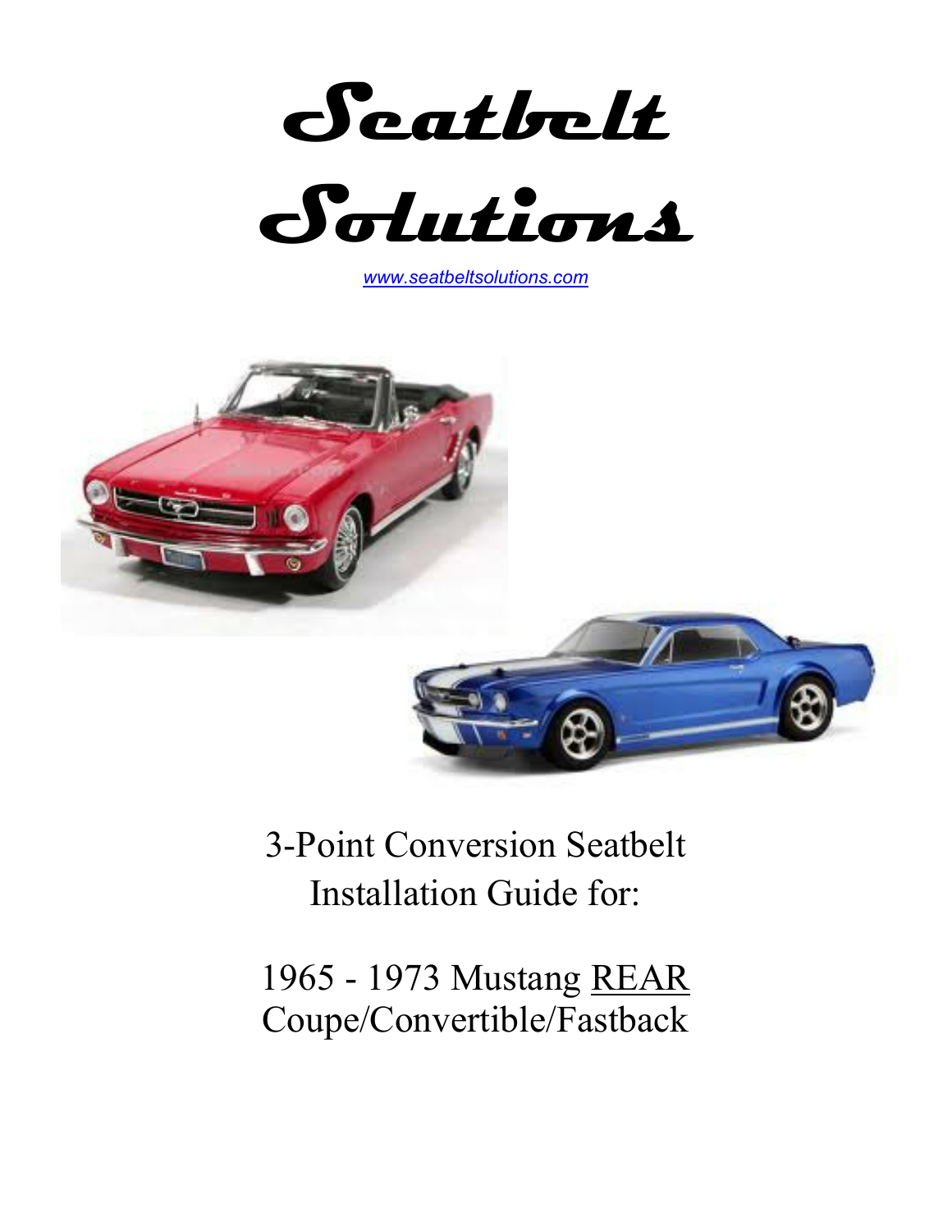# Seatbelt Solutions

www.seatbeltsolutions.com

3-Point Conversion Seatbelt Installation Guide for:

1965 - 1973 Mustang <u>REAR</u>
Coupe/Convertible/Fastback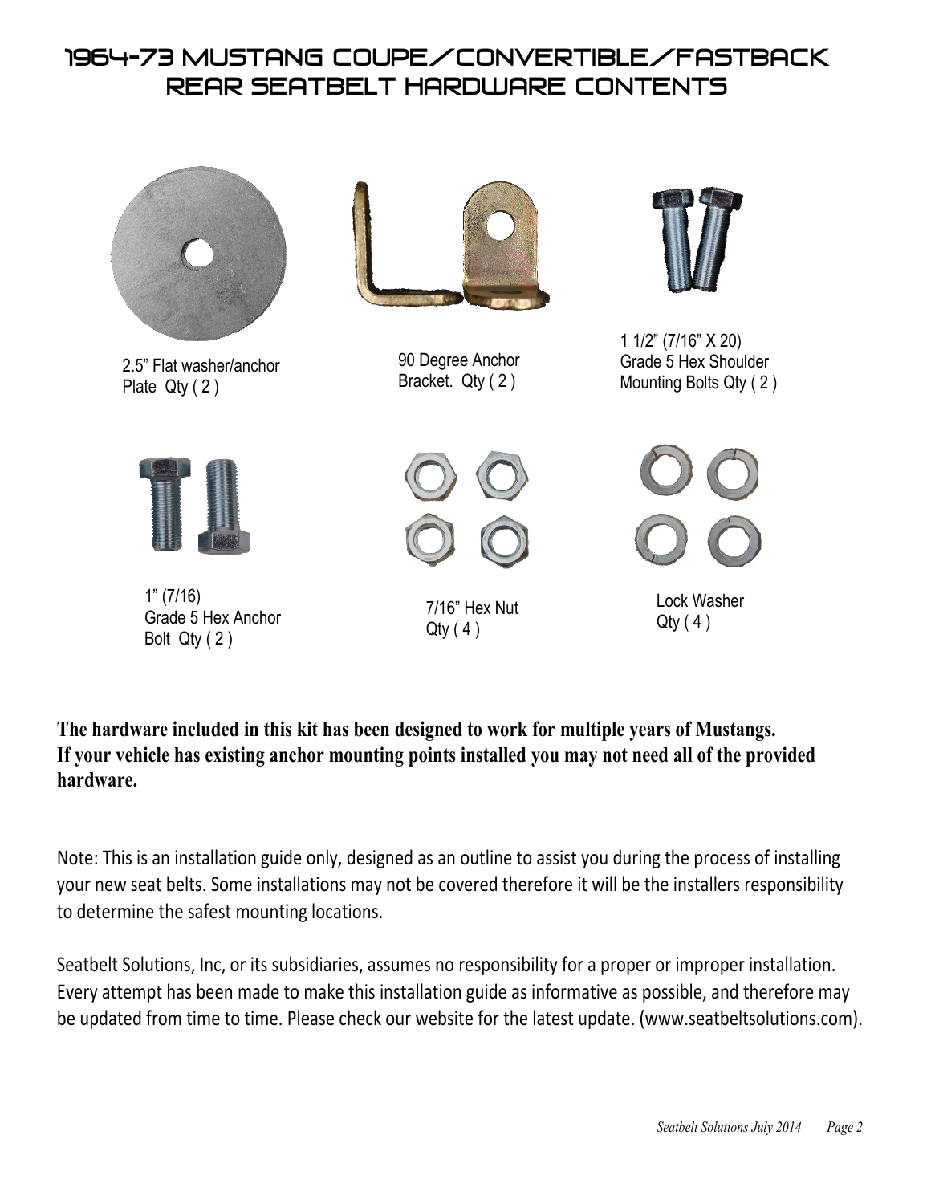# 1964-73 MUSTANG COUPE/CONVERTIBLE/FASTBACK REAR SEATBELT HARDWARE CONTENTS

2.5” Flat washer/anchor Plate Qty ( 2 )

90 Degree Anchor Bracket. Qty ( 2 )

1 1/2” (7/16” X 20) Grade 5 Hex Shoulder Mounting Bolts Qty ( 2 )

1” (7/16) Grade 5 Hex Anchor Bolt Qty ( 2 )

7/16” Hex Nut Qty ( 4 )

Lock Washer Qty ( 4 )

**The hardware included in this kit has been designed to work for multiple years of Mustangs. If your vehicle has existing anchor mounting points installed you may not need all of the provided hardware.**

Note: This is an installation guide only, designed as an outline to assist you during the process of installing your new seat belts. Some installations may not be covered therefore it will be the installers responsibility to determine the safest mounting locations.

Seatbelt Solutions, Inc, or its subsidiaries, assumes no responsibility for a proper or improper installation. Every attempt has been made to make this installation guide as informative as possible, and therefore may be updated from time to time. Please check our website for the latest update. (www.seatbeltsolutions.com).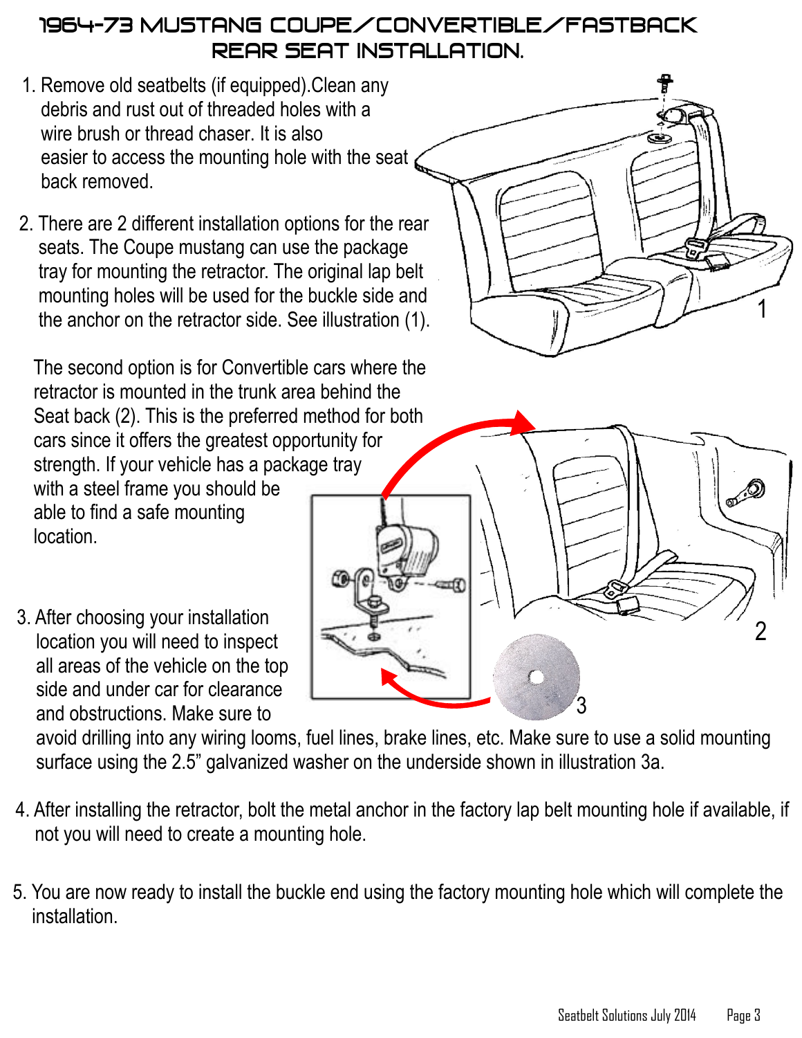# 1964-73 MUSTANG COUPE/CONVERTIBLE/FASTBACK REAR SEAT INSTALLATION.

1. Remove old seatbelts (if equipped).Clean any debris and rust out of threaded holes with a wire brush or thread chaser. It is also easier to access the mounting hole with the seat back removed.

2. There are 2 different installation options for the rear seats. The Coupe mustang can use the package tray for mounting the retractor. The original lap belt mounting holes will be used for the buckle side and the anchor on the retractor side. See illustration (1).

   The second option is for Convertible cars where the retractor is mounted in the trunk area behind the Seat back (2). This is the preferred method for both cars since it offers the greatest opportunity for strength. If your vehicle has a package tray with a steel frame you should be able to find a safe mounting location.

3. After choosing your installation location you will need to inspect all areas of the vehicle on the top side and under car for clearance and obstructions. Make sure to avoid drilling into any wiring looms, fuel lines, brake lines, etc. Make sure to use a solid mounting surface using the 2.5" galvanized washer on the underside shown in illustration 3a.

4. After installing the retractor, bolt the metal anchor in the factory lap belt mounting hole if available, if not you will need to create a mounting hole.

5. You are now ready to install the buckle end using the factory mounting hole which will complete the installation.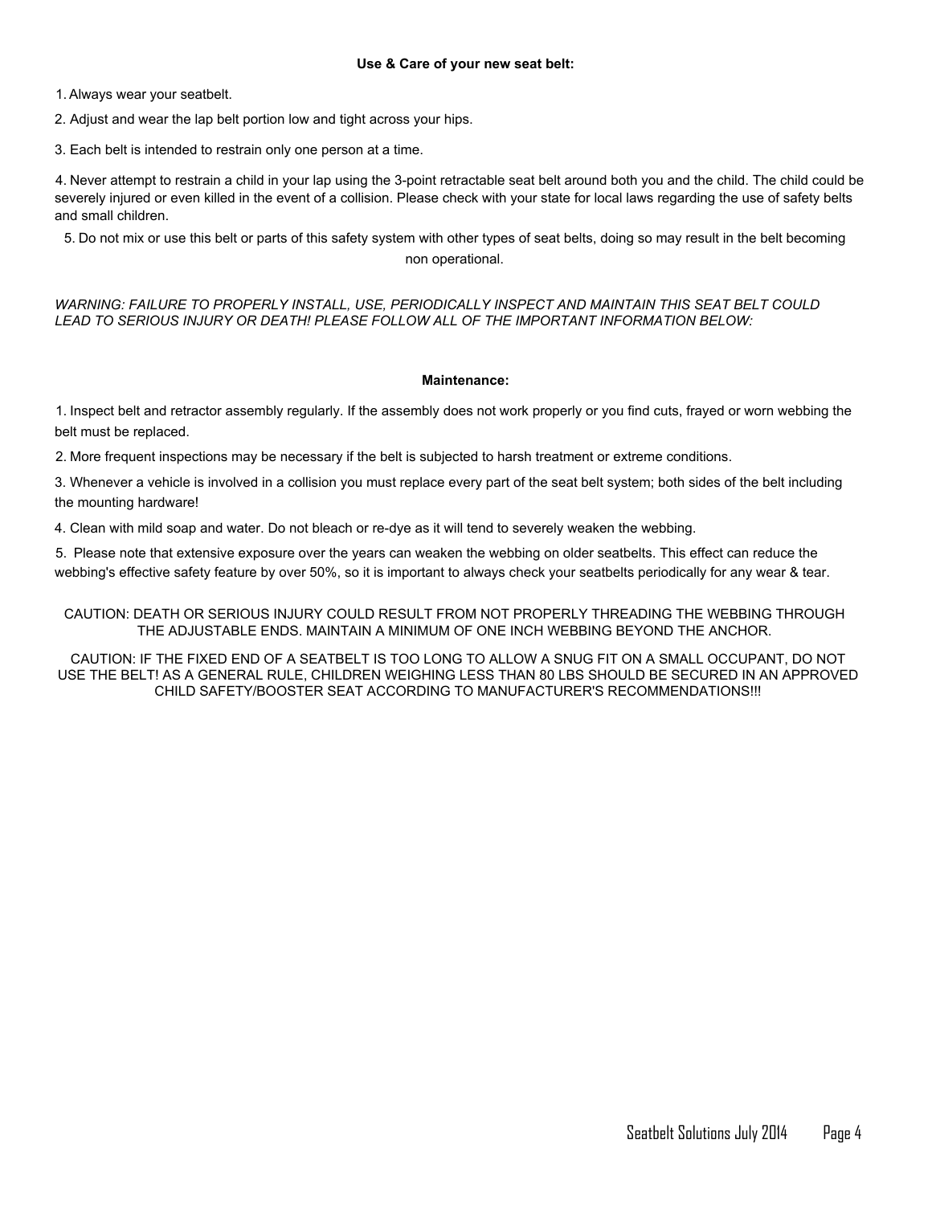**Use & Care of your new seat belt:**

1. Always wear your seatbelt.
2. Adjust and wear the lap belt portion low and tight across your hips.
3. Each belt is intended to restrain only one person at a time.
4. Never attempt to restrain a child in your lap using the 3-point retractable seat belt around both you and the child. The child could be severely injured or even killed in the event of a collision. Please check with your state for local laws regarding the use of safety belts and small children.
5. Do not mix or use this belt or parts of this safety system with other types of seat belts, doing so may result in the belt becoming non operational.

*WARNING: FAILURE TO PROPERLY INSTALL, USE, PERIODICALLY INSPECT AND MAINTAIN THIS SEAT BELT COULD LEAD TO SERIOUS INJURY OR DEATH! PLEASE FOLLOW ALL OF THE IMPORTANT INFORMATION BELOW:*

**Maintenance:**

1. Inspect belt and retractor assembly regularly. If the assembly does not work properly or you find cuts, frayed or worn webbing the belt must be replaced.
2. More frequent inspections may be necessary if the belt is subjected to harsh treatment or extreme conditions.
3. Whenever a vehicle is involved in a collision you must replace every part of the seat belt system; both sides of the belt including the mounting hardware!
4. Clean with mild soap and water. Do not bleach or re-dye as it will tend to severely weaken the webbing.
5. Please note that extensive exposure over the years can weaken the webbing on older seatbelts. This effect can reduce the webbing's effective safety feature by over 50%, so it is important to always check your seatbelts periodically for any wear & tear.

CAUTION: DEATH OR SERIOUS INJURY COULD RESULT FROM NOT PROPERLY THREADING THE WEBBING THROUGH THE ADJUSTABLE ENDS. MAINTAIN A MINIMUM OF ONE INCH WEBBING BEYOND THE ANCHOR.

CAUTION: IF THE FIXED END OF A SEATBELT IS TOO LONG TO ALLOW A SNUG FIT ON A SMALL OCCUPANT, DO NOT USE THE BELT! AS A GENERAL RULE, CHILDREN WEIGHING LESS THAN 80 LBS SHOULD BE SECURED IN AN APPROVED CHILD SAFETY/BOOSTER SEAT ACCORDING TO MANUFACTURER'S RECOMMENDATIONS!!!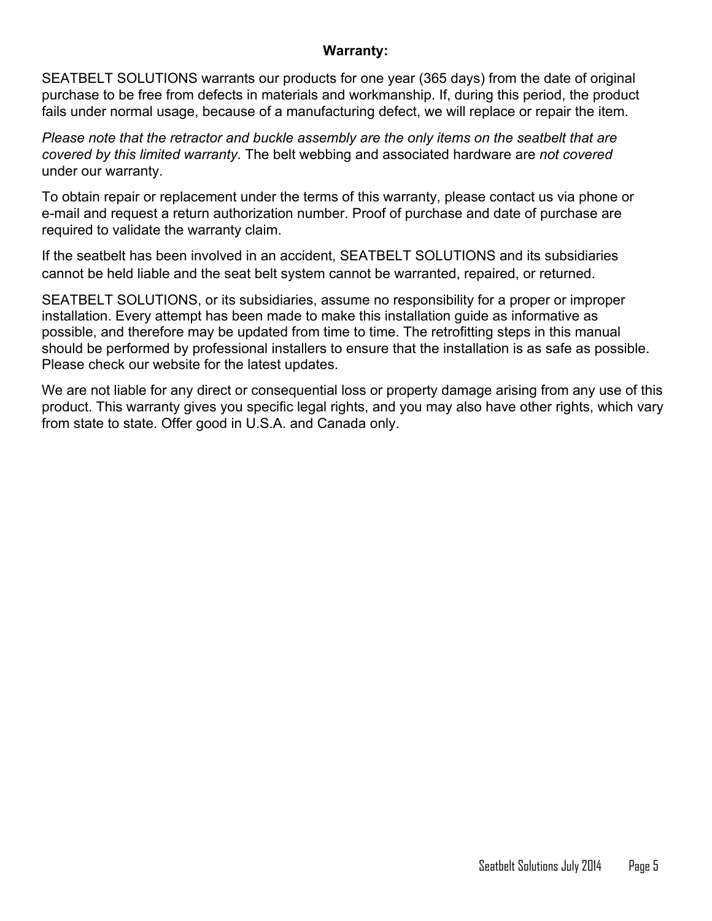**Warranty:**

SEATBELT SOLUTIONS warrants our products for one year (365 days) from the date of original purchase to be free from defects in materials and workmanship. If, during this period, the product fails under normal usage, because of a manufacturing defect, we will replace or repair the item.

*Please note that the retractor and buckle assembly are the only items on the seatbelt that are covered by this limited warranty.* The belt webbing and associated hardware are *not covered* under our warranty.

To obtain repair or replacement under the terms of this warranty, please contact us via phone or e-mail and request a return authorization number. Proof of purchase and date of purchase are required to validate the warranty claim.

If the seatbelt has been involved in an accident, SEATBELT SOLUTIONS and its subsidiaries cannot be held liable and the seat belt system cannot be warranted, repaired, or returned.

SEATBELT SOLUTIONS, or its subsidiaries, assume no responsibility for a proper or improper installation. Every attempt has been made to make this installation guide as informative as possible, and therefore may be updated from time to time. The retrofitting steps in this manual should be performed by professional installers to ensure that the installation is as safe as possible. Please check our website for the latest updates.

We are not liable for any direct or consequential loss or property damage arising from any use of this product. This warranty gives you specific legal rights, and you may also have other rights, which vary from state to state. Offer good in U.S.A. and Canada only.